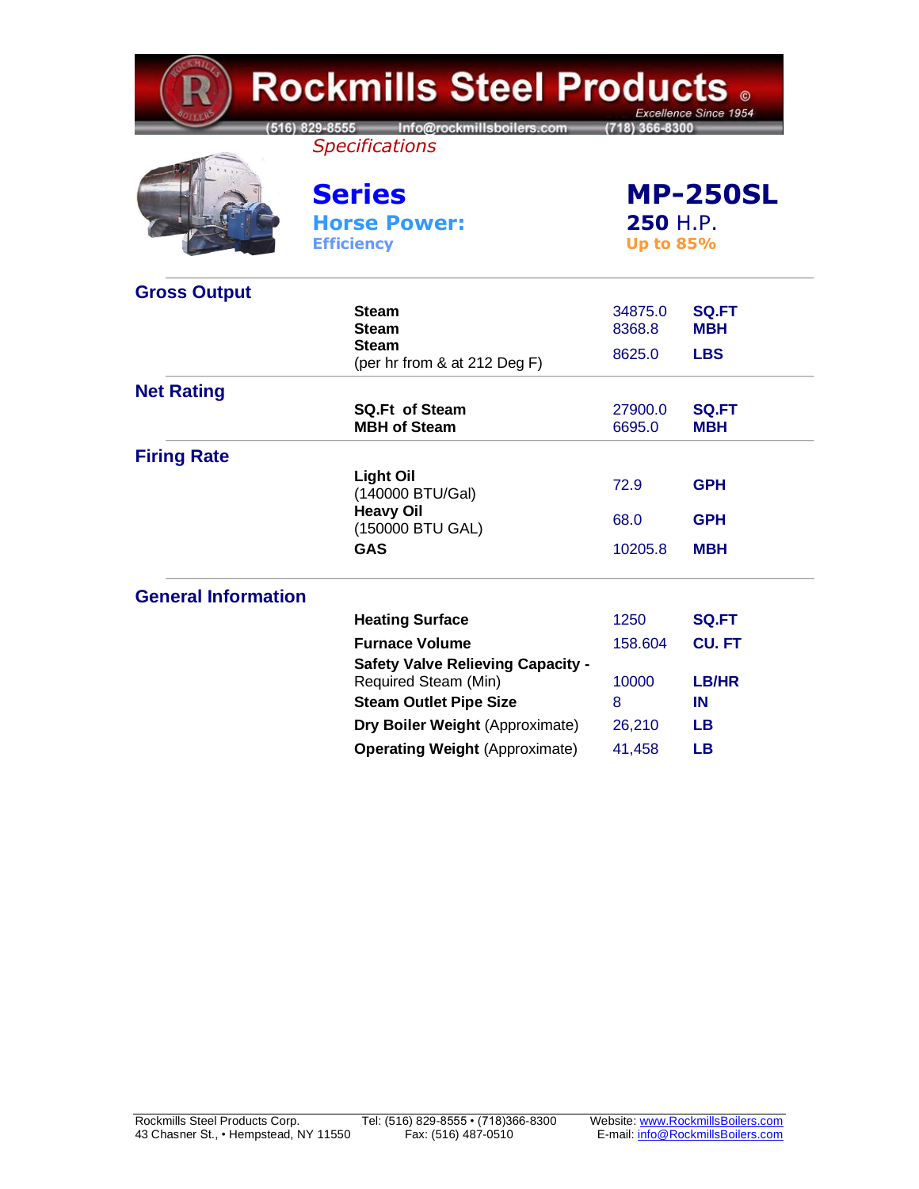# Rockmills Steel Products ©

*Excellence Since 1954*

(516) 829-8555 Info@rockmillsboilers.com (718) 366-8300

*Specifications*

| | |
|---|---|
| **Series** | **MP-250SL** |
| **Horse Power:** | **250** H.P. |
| **Efficiency** | **Up to 85%** |

## Gross Output

| | | |
|---|---|---|
| **Steam** | 34875.0 | **SQ.FT** |
| **Steam** | 8368.8 | **MBH** |
| **Steam** (per hr from & at 212 Deg F) | 8625.0 | **LBS** |

## Net Rating

| | | |
|---|---|---|
| **SQ.Ft of Steam** | 27900.0 | **SQ.FT** |
| **MBH of Steam** | 6695.0 | **MBH** |

## Firing Rate

| | | |
|---|---|---|
| **Light Oil** (140000 BTU/Gal) | 72.9 | **GPH** |
| **Heavy Oil** (150000 BTU GAL) | 68.0 | **GPH** |
| **GAS** | 10205.8 | **MBH** |

## General Information

| | | |
|---|---|---|
| **Heating Surface** | 1250 | **SQ.FT** |
| **Furnace Volume** | 158.604 | **CU. FT** |
| **Safety Valve Relieving Capacity -** Required Steam (Min) | 10000 | **LB/HR** |
| **Steam Outlet Pipe Size** | 8 | **IN** |
| **Dry Boiler Weight** (Approximate) | 26,210 | **LB** |
| **Operating Weight** (Approximate) | 41,458 | **LB** |

Rockmills Steel Products Corp.
43 Chasner St., • Hempstead, NY 11550

Tel: (516) 829-8555 • (718)366-8300
Fax: (516) 487-0510

Website: www.RockmillsBoilers.com
E-mail: info@RockmillsBoilers.com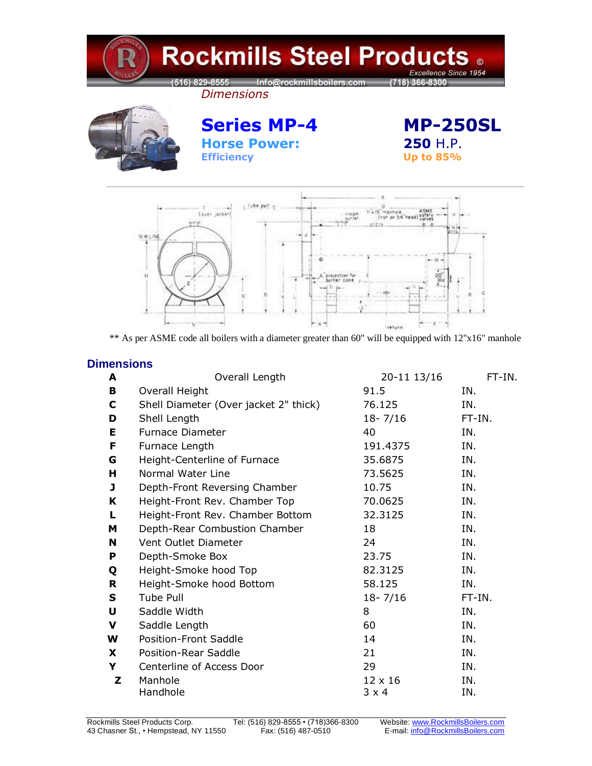# Rockmills Steel Products ©

*Excellence Since 1954*

(516) 829-8555 Info@rockmillsboilers.com (718) 366-8300

*Dimensions*

## Series MP-4 — MP-250SL

**Horse Power:** 250 H.P.

**Efficiency** Up to 85%

** As per ASME code all boilers with a diameter greater than 60" will be equipped with 12"x16" manhole

## Dimensions

| | | | |
|---|---|---|---|
| **A** | Overall Length | 20-11 13/16 | FT-IN. |
| **B** | Overall Height | 91.5 | IN. |
| **C** | Shell Diameter (Over jacket 2" thick) | 76.125 | IN. |
| **D** | Shell Length | 18- 7/16 | FT-IN. |
| **E** | Furnace Diameter | 40 | IN. |
| **F** | Furnace Length | 191.4375 | IN. |
| **G** | Height-Centerline of Furnace | 35.6875 | IN. |
| **H** | Normal Water Line | 73.5625 | IN. |
| **J** | Depth-Front Reversing Chamber | 10.75 | IN. |
| **K** | Height-Front Rev. Chamber Top | 70.0625 | IN. |
| **L** | Height-Front Rev. Chamber Bottom | 32.3125 | IN. |
| **M** | Depth-Rear Combustion Chamber | 18 | IN. |
| **N** | Vent Outlet Diameter | 24 | IN. |
| **P** | Depth-Smoke Box | 23.75 | IN. |
| **Q** | Height-Smoke hood Top | 82.3125 | IN. |
| **R** | Height-Smoke hood Bottom | 58.125 | IN. |
| **S** | Tube Pull | 18- 7/16 | FT-IN. |
| **U** | Saddle Width | 8 | IN. |
| **V** | Saddle Length | 60 | IN. |
| **W** | Position-Front Saddle | 14 | IN. |
| **X** | Position-Rear Saddle | 21 | IN. |
| **Y** | Centerline of Access Door | 29 | IN. |
| **Z** | Manhole | 12 x 16 | IN. |
| | Handhole | 3 x 4 | IN. |

Rockmills Steel Products Corp.
43 Chasner St., • Hempstead, NY 11550

Tel: (516) 829-8555 • (718)366-8300
Fax: (516) 487-0510

Website: www.RockmillsBoilers.com
E-mail: info@RockmillsBoilers.com